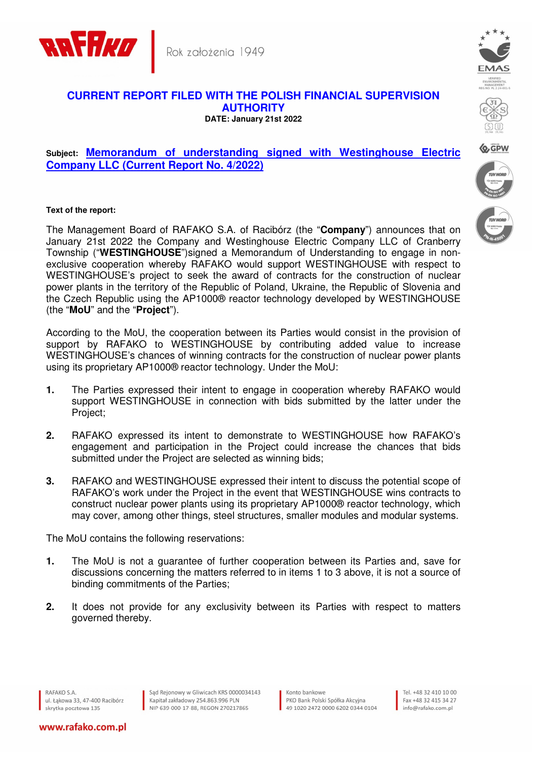# CURRENT REPORT FILED WITH THE POLISH FINANCIAL SUPERVISION AUTHORITY

**DATE: January 21st 2022**

**Subject:** **Memorandum of understanding signed with Westinghouse Electric Company LLC (Current Report No. 4/2022)**

**Text of the report:**

The Management Board of RAFAKO S.A. of Racibórz (the "**Company**") announces that on January 21st 2022 the Company and Westinghouse Electric Company LLC of Cranberry Township ("**WESTINGHOUSE**")signed a Memorandum of Understanding to engage in non-exclusive cooperation whereby RAFAKO would support WESTINGHOUSE with respect to WESTINGHOUSE's project to seek the award of contracts for the construction of nuclear power plants in the territory of the Republic of Poland, Ukraine, the Republic of Slovenia and the Czech Republic using the AP1000® reactor technology developed by WESTINGHOUSE (the "**MoU**" and the "**Project**").

According to the MoU, the cooperation between its Parties would consist in the provision of support by RAFAKO to WESTINGHOUSE by contributing added value to increase WESTINGHOUSE's chances of winning contracts for the construction of nuclear power plants using its proprietary AP1000® reactor technology. Under the MoU:

1. The Parties expressed their intent to engage in cooperation whereby RAFAKO would support WESTINGHOUSE in connection with bids submitted by the latter under the Project;
2. RAFAKO expressed its intent to demonstrate to WESTINGHOUSE how RAFAKO's engagement and participation in the Project could increase the chances that bids submitted under the Project are selected as winning bids;
3. RAFAKO and WESTINGHOUSE expressed their intent to discuss the potential scope of RAFAKO's work under the Project in the event that WESTINGHOUSE wins contracts to construct nuclear power plants using its proprietary AP1000® reactor technology, which may cover, among other things, steel structures, smaller modules and modular systems.

The MoU contains the following reservations:

1. The MoU is not a guarantee of further cooperation between its Parties and, save for discussions concerning the matters referred to in items 1 to 3 above, it is not a source of binding commitments of the Parties;
2. It does not provide for any exclusivity between its Parties with respect to matters governed thereby.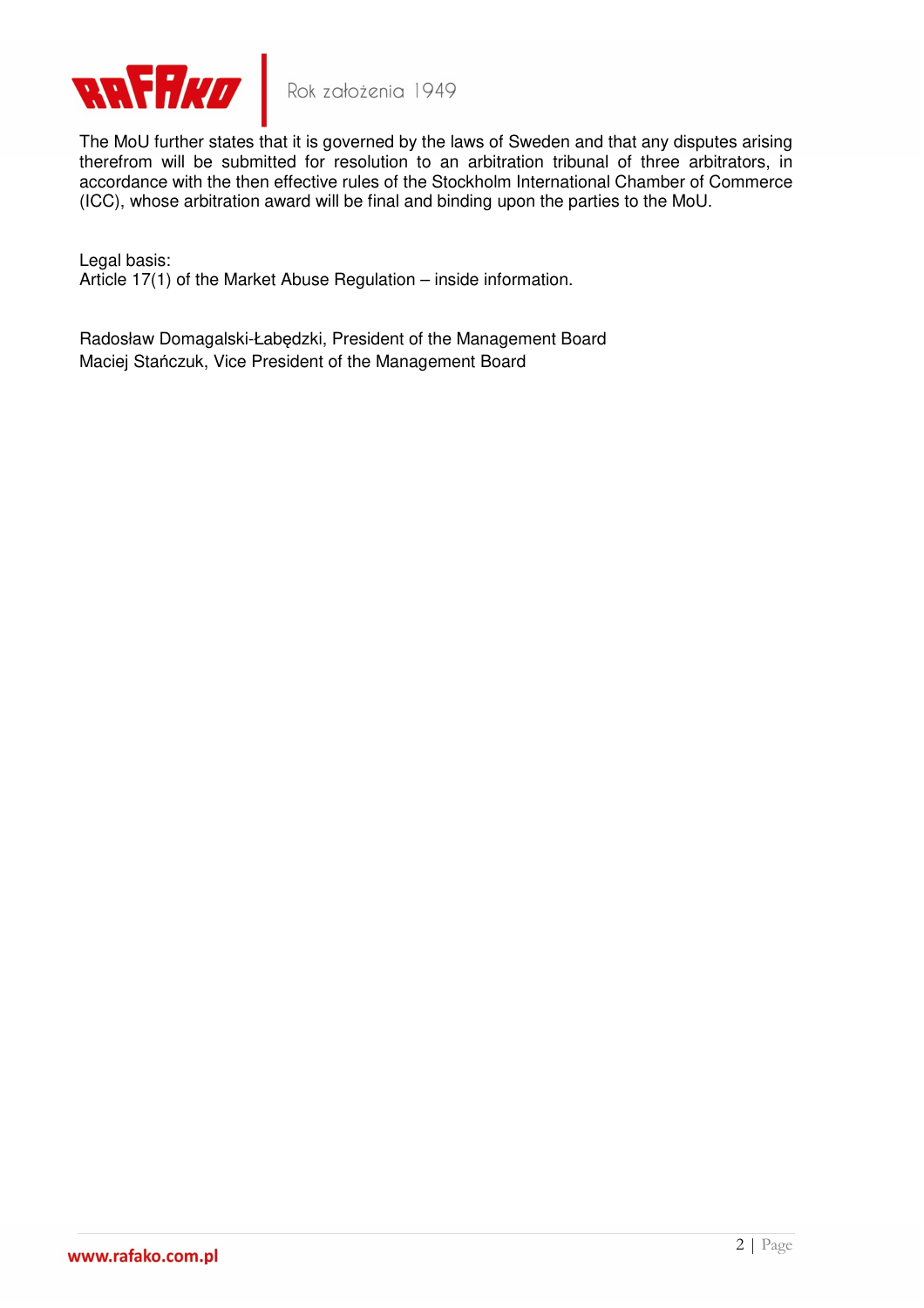The MoU further states that it is governed by the laws of Sweden and that any disputes arising therefrom will be submitted for resolution to an arbitration tribunal of three arbitrators, in accordance with the then effective rules of the Stockholm International Chamber of Commerce (ICC), whose arbitration award will be final and binding upon the parties to the MoU.

Legal basis:
Article 17(1) of the Market Abuse Regulation – inside information.

Radosław Domagalski-Łabędzki, President of the Management Board
Maciej Stańczuk, Vice President of the Management Board